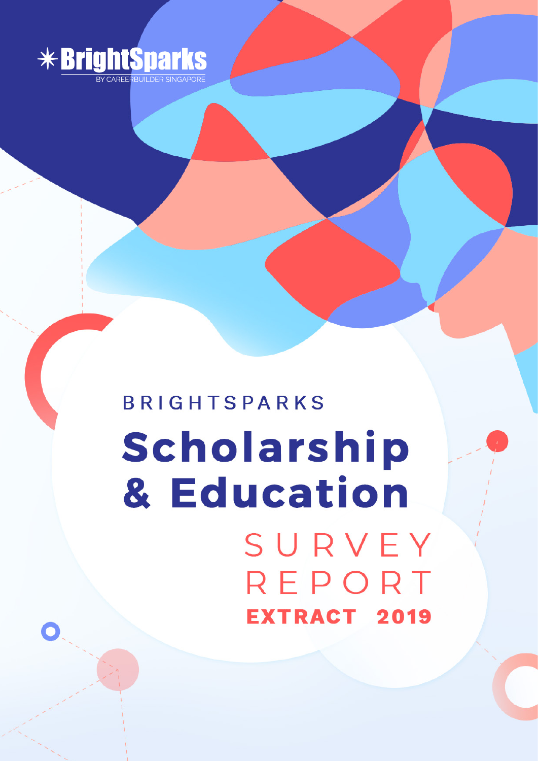✳ BrightSparks

BY CAREERBUILDER SINGAPORE

BRIGHTSPARKS

# Scholarship & Education

## SURVEY REPORT

**EXTRACT 2019**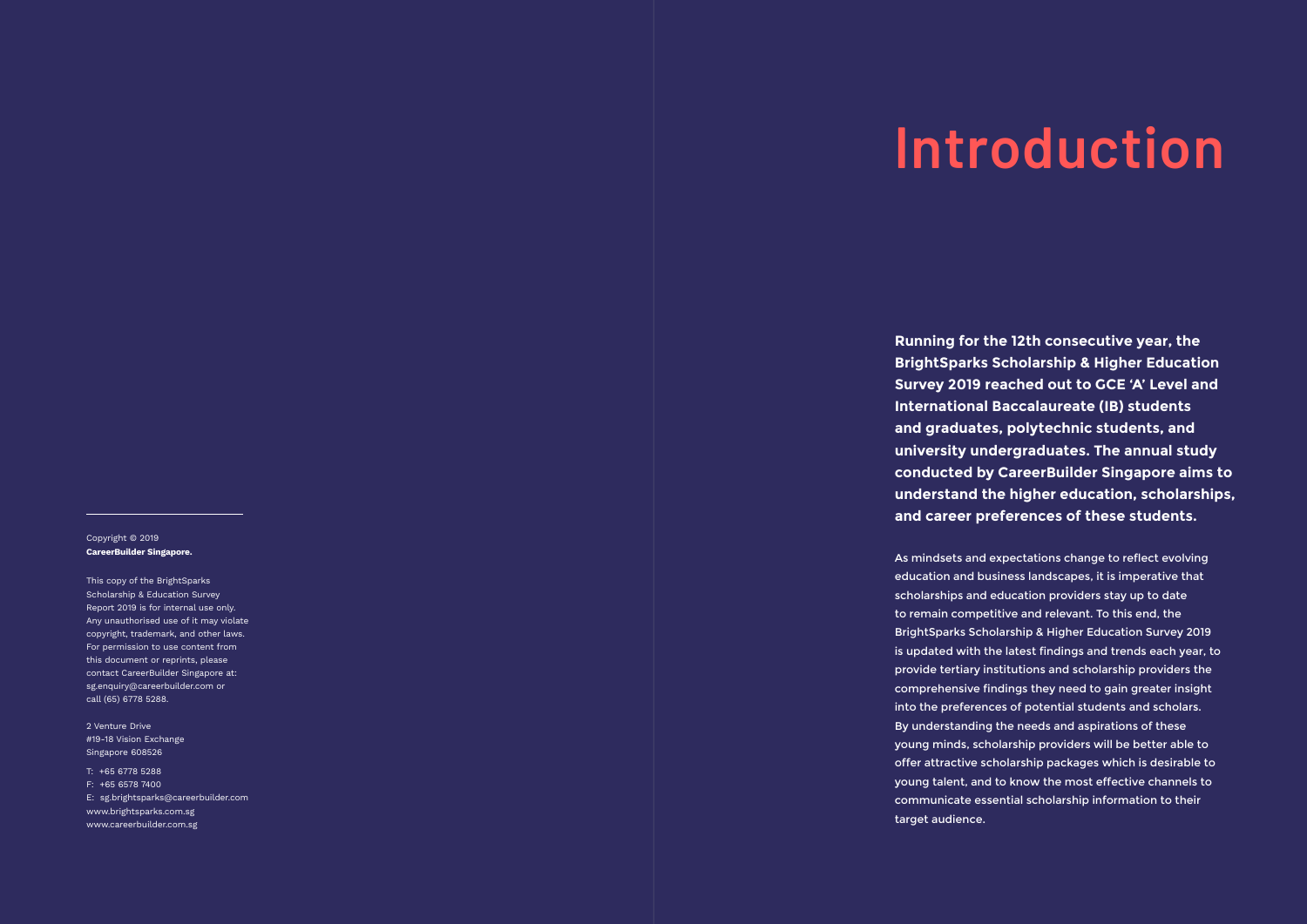Copyright © 2019
**CareerBuilder Singapore.**

This copy of the BrightSparks Scholarship & Education Survey Report 2019 is for internal use only. Any unauthorised use of it may violate copyright, trademark, and other laws. For permission to use content from this document or reprints, please contact CareerBuilder Singapore at: sg.enquiry@careerbuilder.com or call (65) 6778 5288.

2 Venture Drive
#19-18 Vision Exchange
Singapore 608526

T: +65 6778 5288
F: +65 6578 7400
E: sg.brightsparks@careerbuilder.com
www.brightsparks.com.sg
www.careerbuilder.com.sg

# Introduction

**Running for the 12th consecutive year, the BrightSparks Scholarship & Higher Education Survey 2019 reached out to GCE 'A' Level and International Baccalaureate (IB) students and graduates, polytechnic students, and university undergraduates. The annual study conducted by CareerBuilder Singapore aims to understand the higher education, scholarships, and career preferences of these students.**

As mindsets and expectations change to reflect evolving education and business landscapes, it is imperative that scholarships and education providers stay up to date to remain competitive and relevant. To this end, the BrightSparks Scholarship & Higher Education Survey 2019 is updated with the latest findings and trends each year, to provide tertiary institutions and scholarship providers the comprehensive findings they need to gain greater insight into the preferences of potential students and scholars. By understanding the needs and aspirations of these young minds, scholarship providers will be better able to offer attractive scholarship packages which is desirable to young talent, and to know the most effective channels to communicate essential scholarship information to their target audience.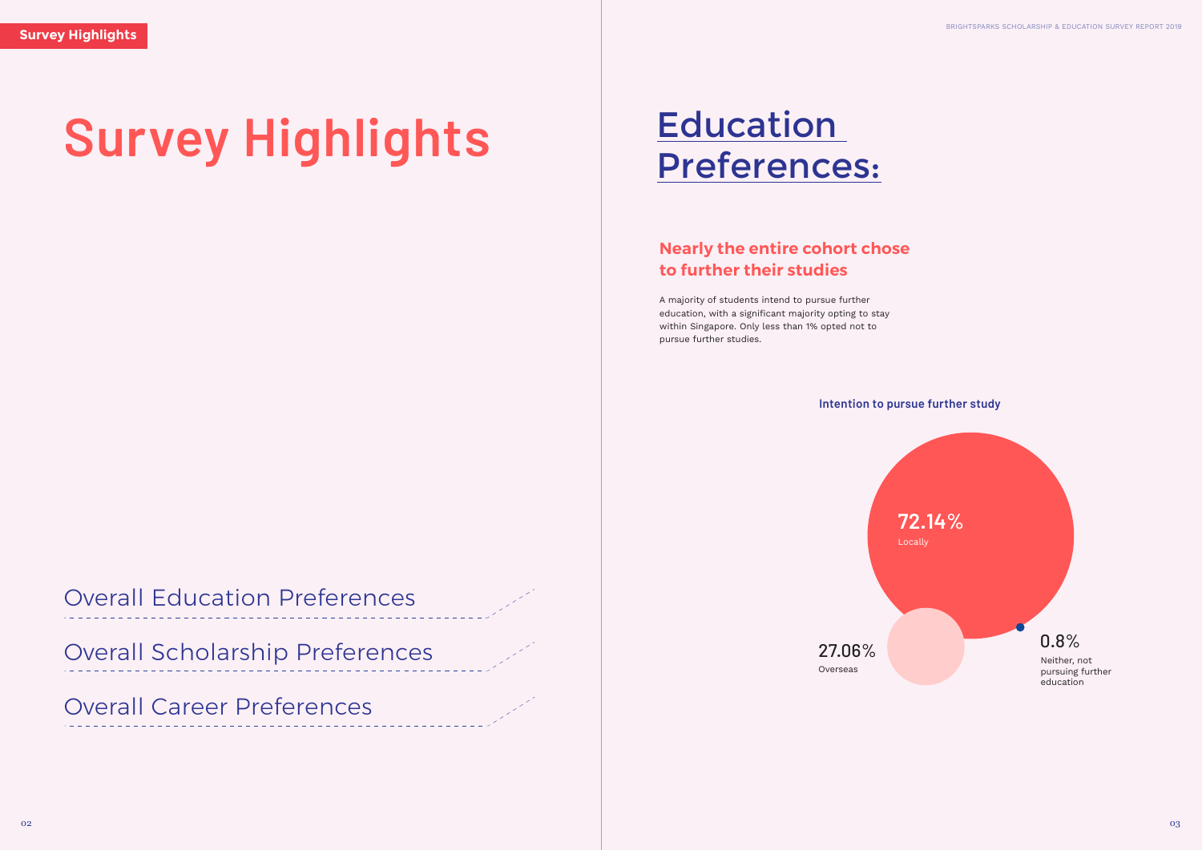Survey Highlights

# Survey Highlights

Overall Education Preferences

Overall Scholarship Preferences

Overall Career Preferences

# Education Preferences:

## Nearly the entire cohort chose to further their studies

A majority of students intend to pursue further education, with a significant majority opting to stay within Singapore. Only less than 1% opted not to pursue further studies.

**Intention to pursue further study**

72.14%
Locally

27.06%
Overseas

0.8%
Neither, not pursuing further education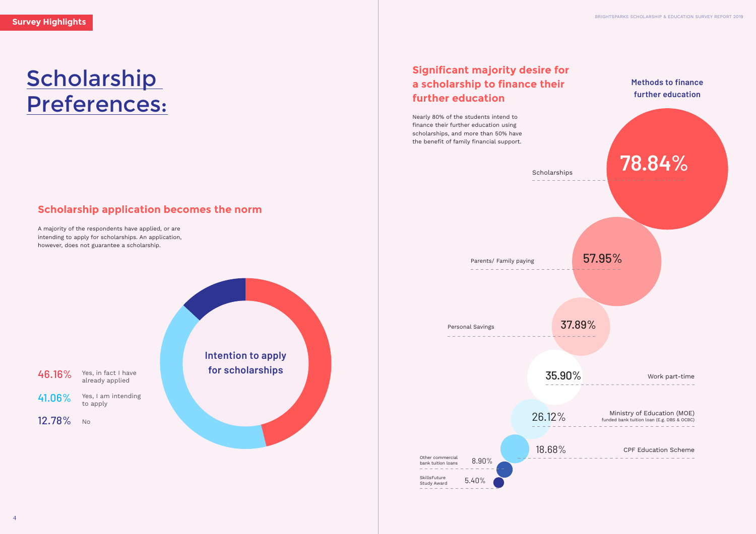Survey Highlights

# Scholarship Preferences:

## Scholarship application becomes the norm

A majority of the respondents have applied, or are intending to apply for scholarships. An application, however, does not guarantee a scholarship.

**Intention to apply for scholarships**

| | |
|---|---|
| 46.16% | Yes, in fact I have already applied |
| 41.06% | Yes, I am intending to apply |
| 12.78% | No |

## Significant majority desire for a scholarship to finance their further education

Nearly 80% of the students intend to finance their further education using scholarships, and more than 50% have the benefit of family financial support.

**Methods to finance further education**

| Method | % |
|---|---|
| Scholarships | 78.84% |
| Parents/ Family paying | 57.95% |
| Personal Savings | 37.89% |
| Work part-time | 35.90% |
| Ministry of Education (MOE) funded bank tuition loan (E.g. DBS & OCBC) | 26.12% |
| CPF Education Scheme | 18.68% |
| Other commercial bank tuition loans | 8.90% |
| SkillsFuture Study Award | 5.40% |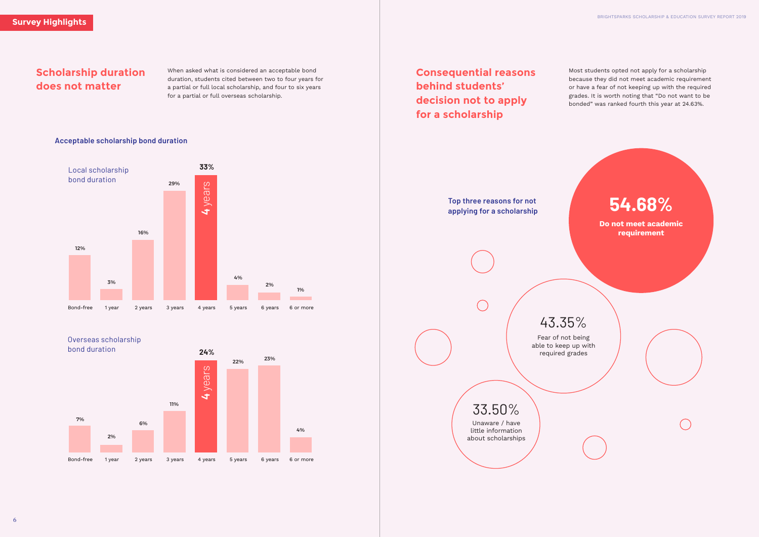Survey Highlights

## Scholarship duration does not matter

When asked what is considered an acceptable bond duration, students cited between two to four years for a partial or full local scholarship, and four to six years for a partial or full overseas scholarship.

### Acceptable scholarship bond duration

**Local scholarship bond duration**

| Bond-free | 1 year | 2 years | 3 years | 4 years | 5 years | 6 years | 6 or more |
|---|---|---|---|---|---|---|---|
| 12% | 3% | 16% | 29% | **33%** | 4% | 2% | 1% |

**Overseas scholarship bond duration**

| Bond-free | 1 year | 2 years | 3 years | 4 years | 5 years | 6 years | 6 or more |
|---|---|---|---|---|---|---|---|
| 7% | 2% | 6% | 11% | **24%** | 22% | 23% | 4% |

## Consequential reasons behind students' decision not to apply for a scholarship

Most students opted not apply for a scholarship because they did not meet academic requirement or have a fear of not keeping up with the required grades. It is worth noting that "Do not want to be bonded" was ranked fourth this year at 24.63%.

**Top three reasons for not applying for a scholarship**

- **54.68%** — **Do not meet academic requirement**
- 43.35% — Fear of not being able to keep up with required grades
- 33.50% — Unaware / have little information about scholarships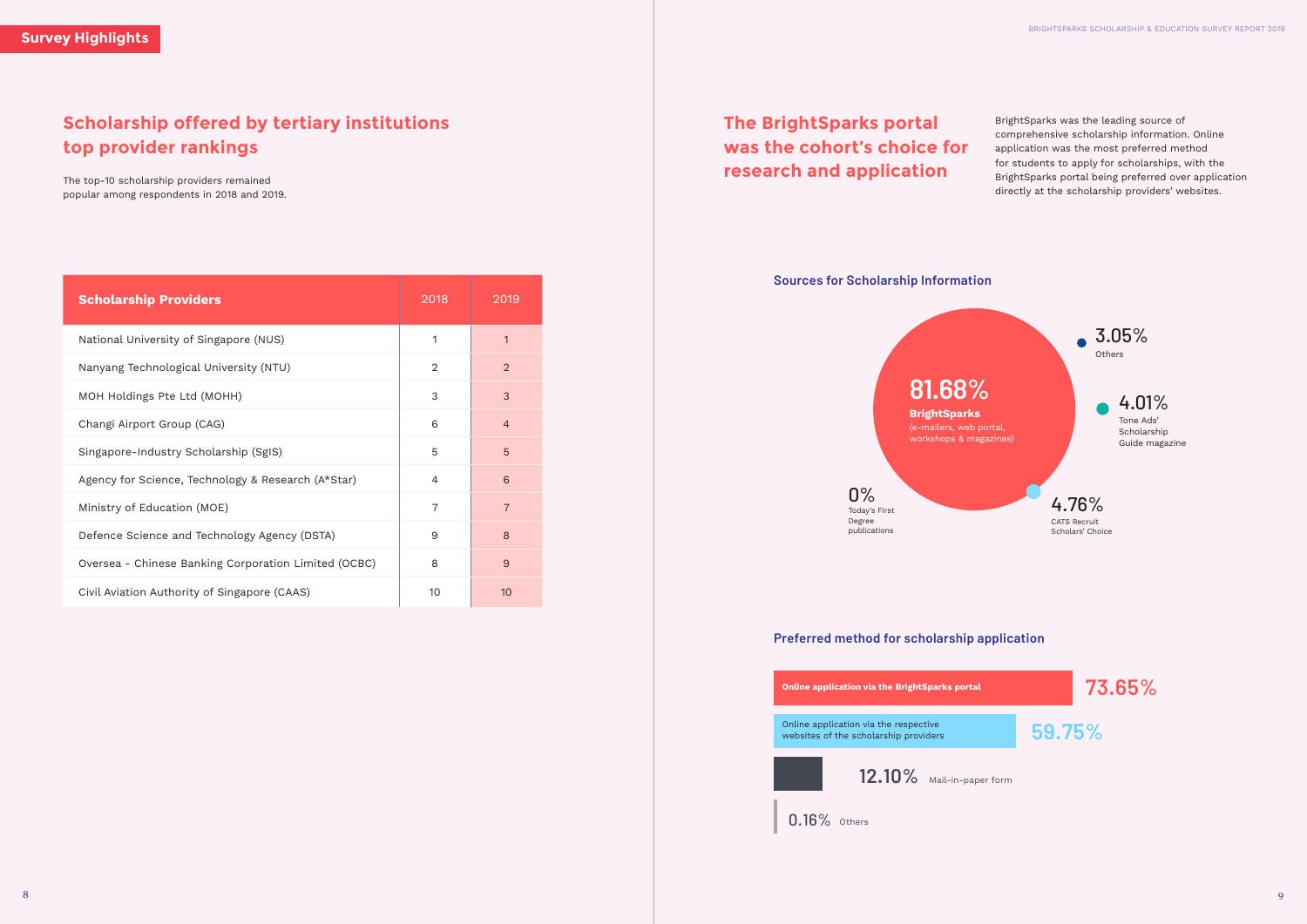## Survey Highlights

## Scholarship offered by tertiary institutions top provider rankings

The top-10 scholarship providers remained popular among respondents in 2018 and 2019.

| Scholarship Providers | 2018 | 2019 |
|---|---|---|
| National University of Singapore (NUS) | 1 | 1 |
| Nanyang Technological University (NTU) | 2 | 2 |
| MOH Holdings Pte Ltd (MOHH) | 3 | 3 |
| Changi Airport Group (CAG) | 6 | 4 |
| Singapore-Industry Scholarship (SgIS) | 5 | 5 |
| Agency for Science, Technology & Research (A*Star) | 4 | 6 |
| Ministry of Education (MOE) | 7 | 7 |
| Defence Science and Technology Agency (DSTA) | 9 | 8 |
| Oversea - Chinese Banking Corporation Limited (OCBC) | 8 | 9 |
| Civil Aviation Authority of Singapore (CAAS) | 10 | 10 |

## The BrightSparks portal was the cohort's choice for research and application

BrightSparks was the leading source of comprehensive scholarship information. Online application was the most preferred method for students to apply for scholarships, with the BrightSparks portal being preferred over application directly at the scholarship providers' websites.

### Sources for Scholarship Information

- 81.68% **BrightSparks** (e-mailers, web portal, workshops & magazines)
- 3.05% Others
- 4.01% Tone Ads' Scholarship Guide magazine
- 4.76% CATS Recruit Scholars' Choice
- 0% Today's First Degree publications

### Preferred method for scholarship application

- Online application via the BrightSparks portal: 73.65%
- Online application via the respective websites of the scholarship providers: 59.75%
- Mail-in-paper form: 12.10%
- Others: 0.16%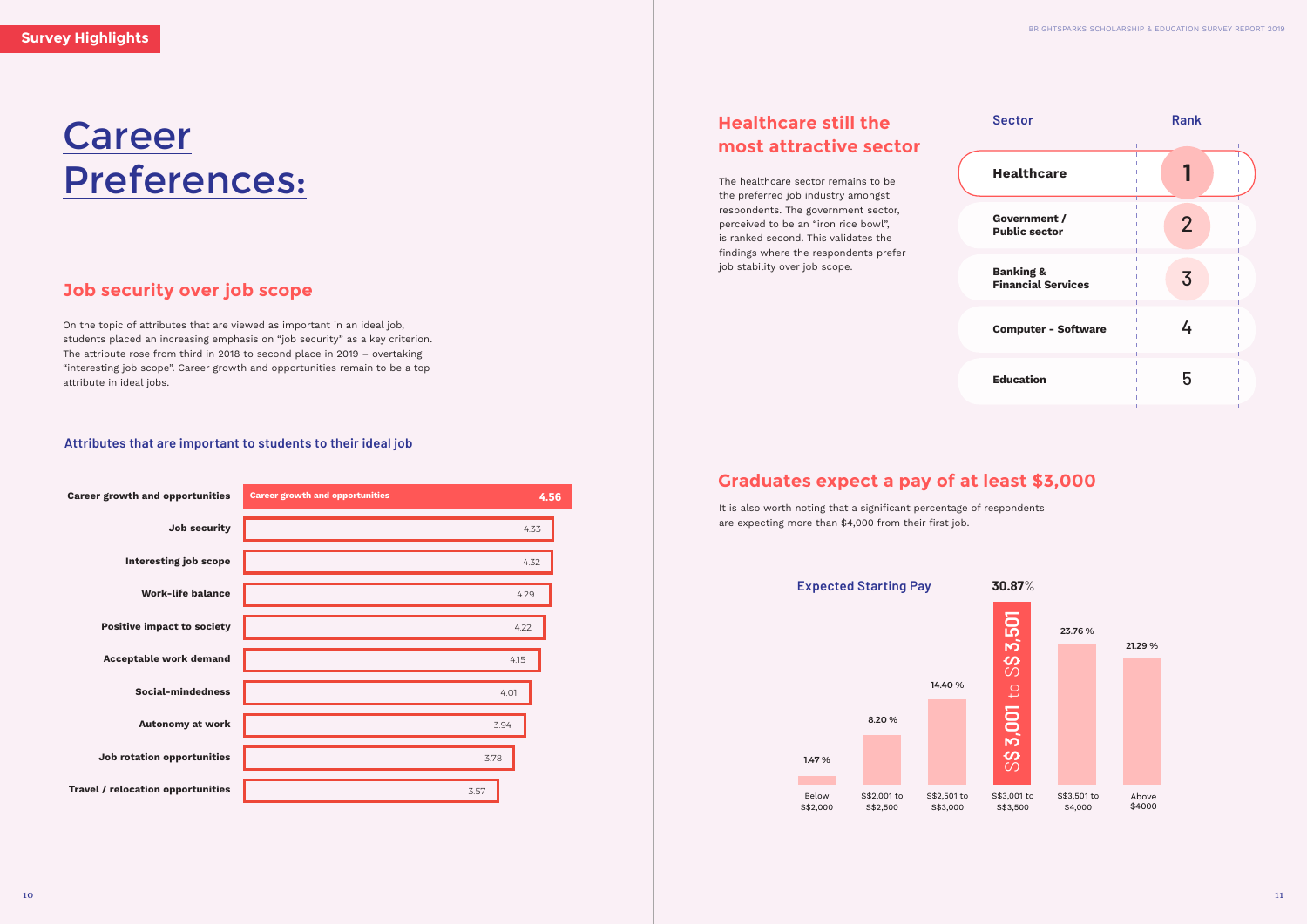Survey Highlights

# Career Preferences:

## Job security over job scope

On the topic of attributes that are viewed as important in an ideal job, students placed an increasing emphasis on "job security" as a key criterion. The attribute rose from third in 2018 to second place in 2019 – overtaking "interesting job scope". Career growth and opportunities remain to be a top attribute in ideal jobs.

### Attributes that are important to students to their ideal job

| Attribute | Score |
|---|---|
| Career growth and opportunities | 4.56 |
| Job security | 4.33 |
| Interesting job scope | 4.32 |
| Work-life balance | 4.29 |
| Positive impact to society | 4.22 |
| Acceptable work demand | 4.15 |
| Social-mindedness | 4.01 |
| Autonomy at work | 3.94 |
| Job rotation opportunities | 3.78 |
| Travel / relocation opportunities | 3.57 |

## Healthcare still the most attractive sector

The healthcare sector remains to be the preferred job industry amongst respondents. The government sector, perceived to be an "iron rice bowl", is ranked second. This validates the findings where the respondents prefer job stability over job scope.

| Sector | Rank |
|---|---|
| Healthcare | 1 |
| Government / Public sector | 2 |
| Banking & Financial Services | 3 |
| Computer - Software | 4 |
| Education | 5 |

## Graduates expect a pay of at least $3,000

It is also worth noting that a significant percentage of respondents are expecting more than $4,000 from their first job.

### Expected Starting Pay

| Expected Starting Pay | Percentage |
|---|---|
| Below S$2,000 | 1.47 % |
| S$2,001 to S$2,500 | 8.20 % |
| S$2,501 to S$3,000 | 14.40 % |
| S$3,001 to S$3,500 | 30.87% |
| S$3,501 to $4,000 | 23.76 % |
| Above $4000 | 21.29 % |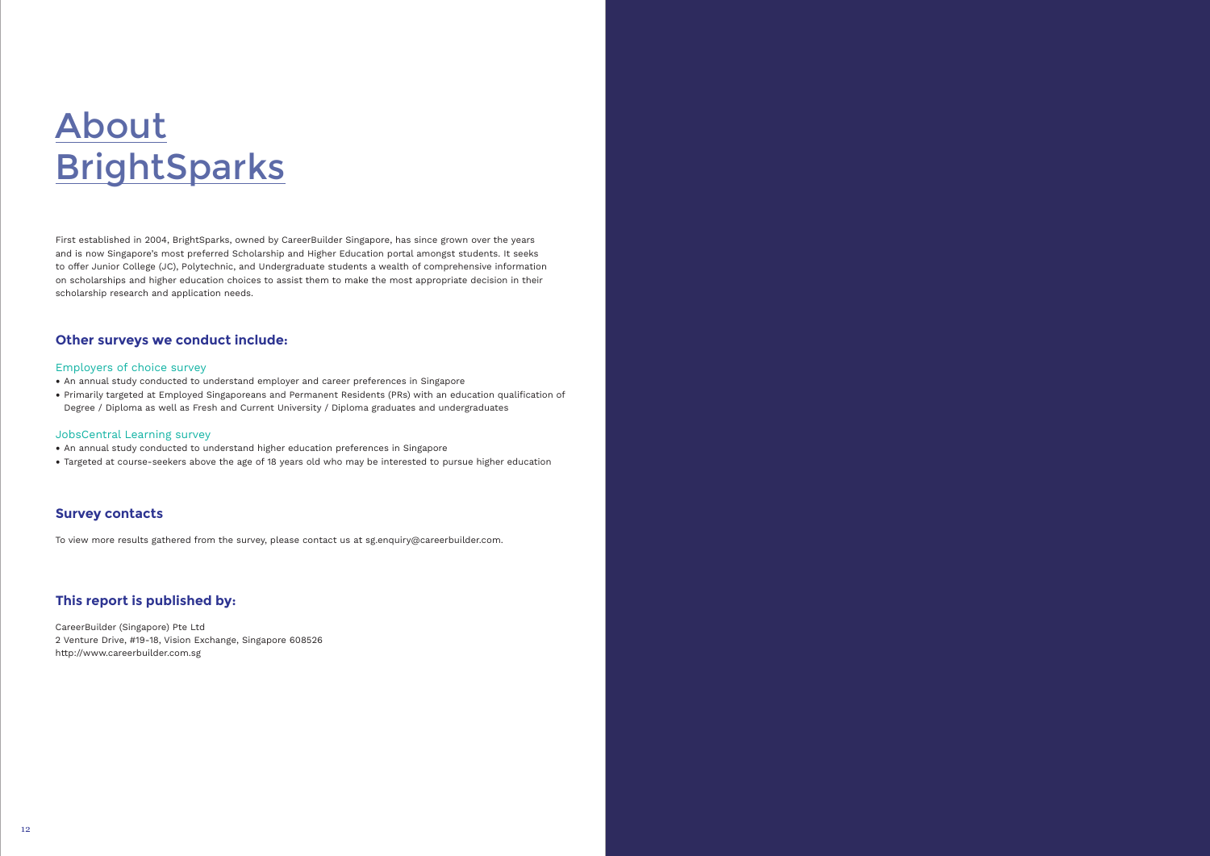# About BrightSparks

First established in 2004, BrightSparks, owned by CareerBuilder Singapore, has since grown over the years and is now Singapore's most preferred Scholarship and Higher Education portal amongst students. It seeks to offer Junior College (JC), Polytechnic, and Undergraduate students a wealth of comprehensive information on scholarships and higher education choices to assist them to make the most appropriate decision in their scholarship research and application needs.

## Other surveys we conduct include:

### Employers of choice survey

- An annual study conducted to understand employer and career preferences in Singapore
- Primarily targeted at Employed Singaporeans and Permanent Residents (PRs) with an education qualification of Degree / Diploma as well as Fresh and Current University / Diploma graduates and undergraduates

### JobsCentral Learning survey

- An annual study conducted to understand higher education preferences in Singapore
- Targeted at course-seekers above the age of 18 years old who may be interested to pursue higher education

## Survey contacts

To view more results gathered from the survey, please contact us at sg.enquiry@careerbuilder.com.

## This report is published by:

CareerBuilder (Singapore) Pte Ltd
2 Venture Drive, #19-18, Vision Exchange, Singapore 608526
http://www.careerbuilder.com.sg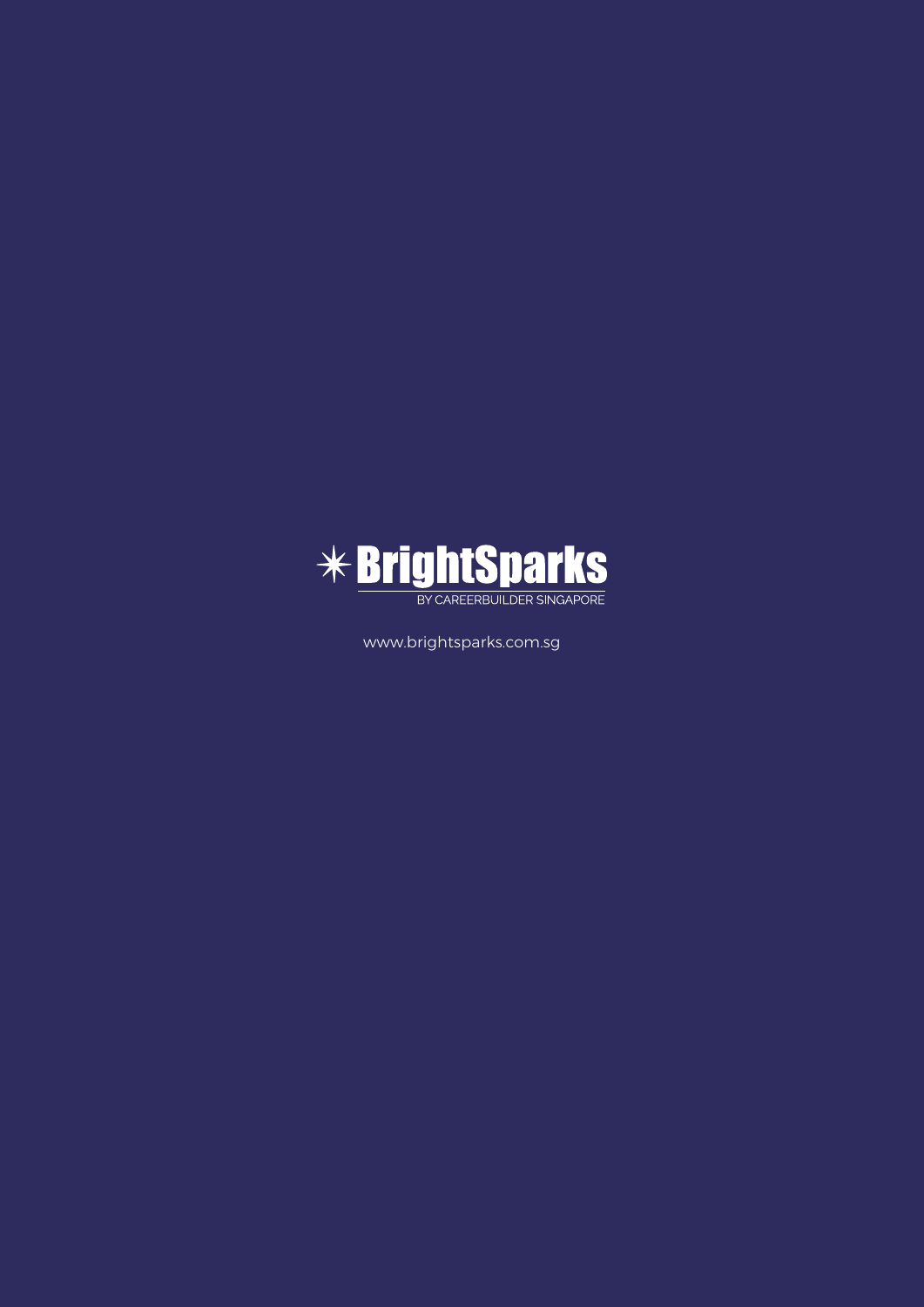BrightSparks

BY CAREERBUILDER SINGAPORE

www.brightsparks.com.sg